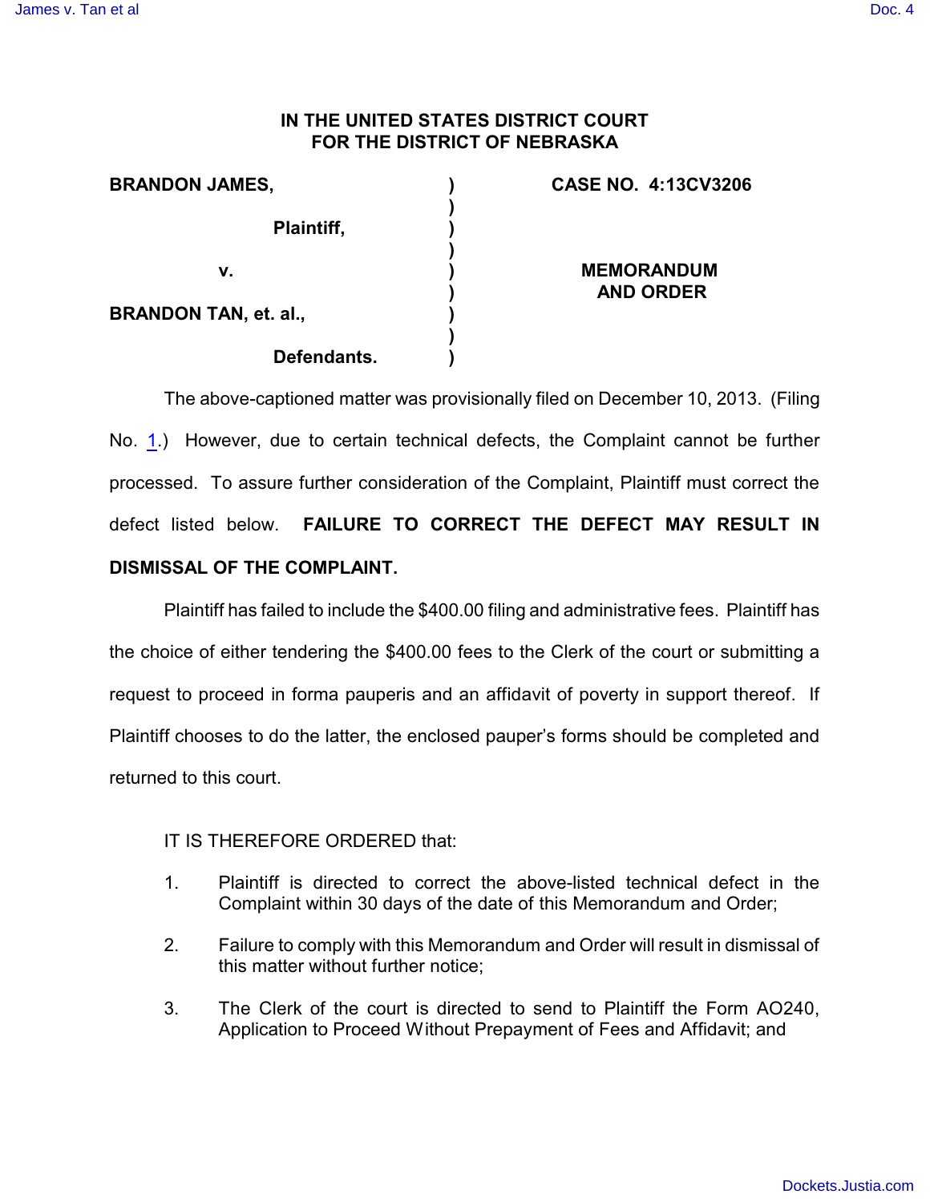**IN THE UNITED STATES DISTRICT COURT**
**FOR THE DISTRICT OF NEBRASKA**

| | | |
|---|---|---|
| **BRANDON JAMES,** | ) | **CASE NO. 4:13CV3206** |
| | ) | |
| **Plaintiff,** | ) | |
| | ) | |
| **v.** | ) | **MEMORANDUM AND ORDER** |
| | ) | |
| **BRANDON TAN, et. al.,** | ) | |
| | ) | |
| **Defendants.** | ) | |

The above-captioned matter was provisionally filed on December 10, 2013. (Filing No. 1.) However, due to certain technical defects, the Complaint cannot be further processed. To assure further consideration of the Complaint, Plaintiff must correct the defect listed below. **FAILURE TO CORRECT THE DEFECT MAY RESULT IN DISMISSAL OF THE COMPLAINT.**

Plaintiff has failed to include the $400.00 filing and administrative fees. Plaintiff has the choice of either tendering the $400.00 fees to the Clerk of the court or submitting a request to proceed in forma pauperis and an affidavit of poverty in support thereof. If Plaintiff chooses to do the latter, the enclosed pauper's forms should be completed and returned to this court.

IT IS THEREFORE ORDERED that:

1. Plaintiff is directed to correct the above-listed technical defect in the Complaint within 30 days of the date of this Memorandum and Order;

2. Failure to comply with this Memorandum and Order will result in dismissal of this matter without further notice;

3. The Clerk of the court is directed to send to Plaintiff the Form AO240, Application to Proceed Without Prepayment of Fees and Affidavit; and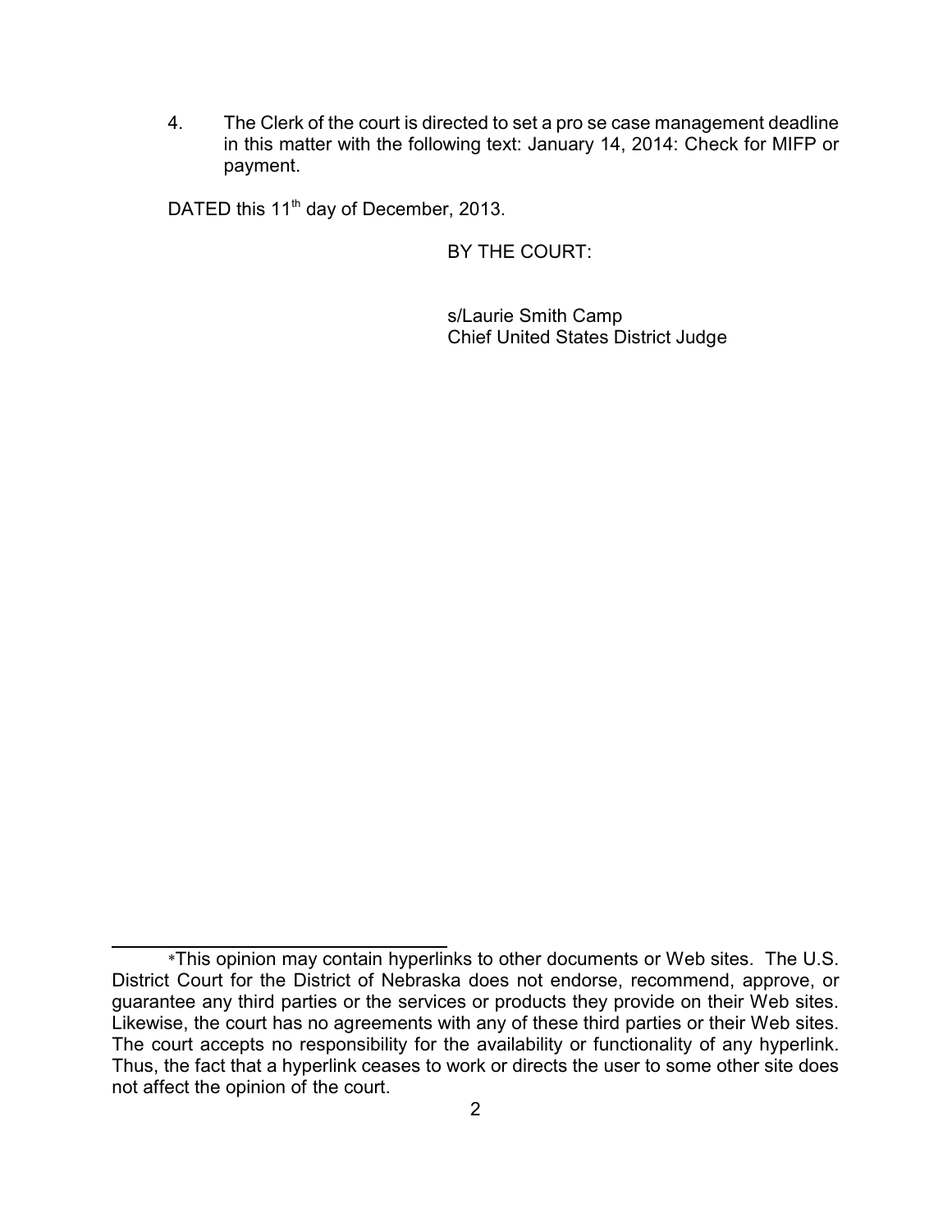4. The Clerk of the court is directed to set a pro se case management deadline in this matter with the following text: January 14, 2014: Check for MIFP or payment.

DATED this 11th day of December, 2013.

BY THE COURT:

s/Laurie Smith Camp
Chief United States District Judge

---

*This opinion may contain hyperlinks to other documents or Web sites. The U.S. District Court for the District of Nebraska does not endorse, recommend, approve, or guarantee any third parties or the services or products they provide on their Web sites. Likewise, the court has no agreements with any of these third parties or their Web sites. The court accepts no responsibility for the availability or functionality of any hyperlink. Thus, the fact that a hyperlink ceases to work or directs the user to some other site does not affect the opinion of the court.